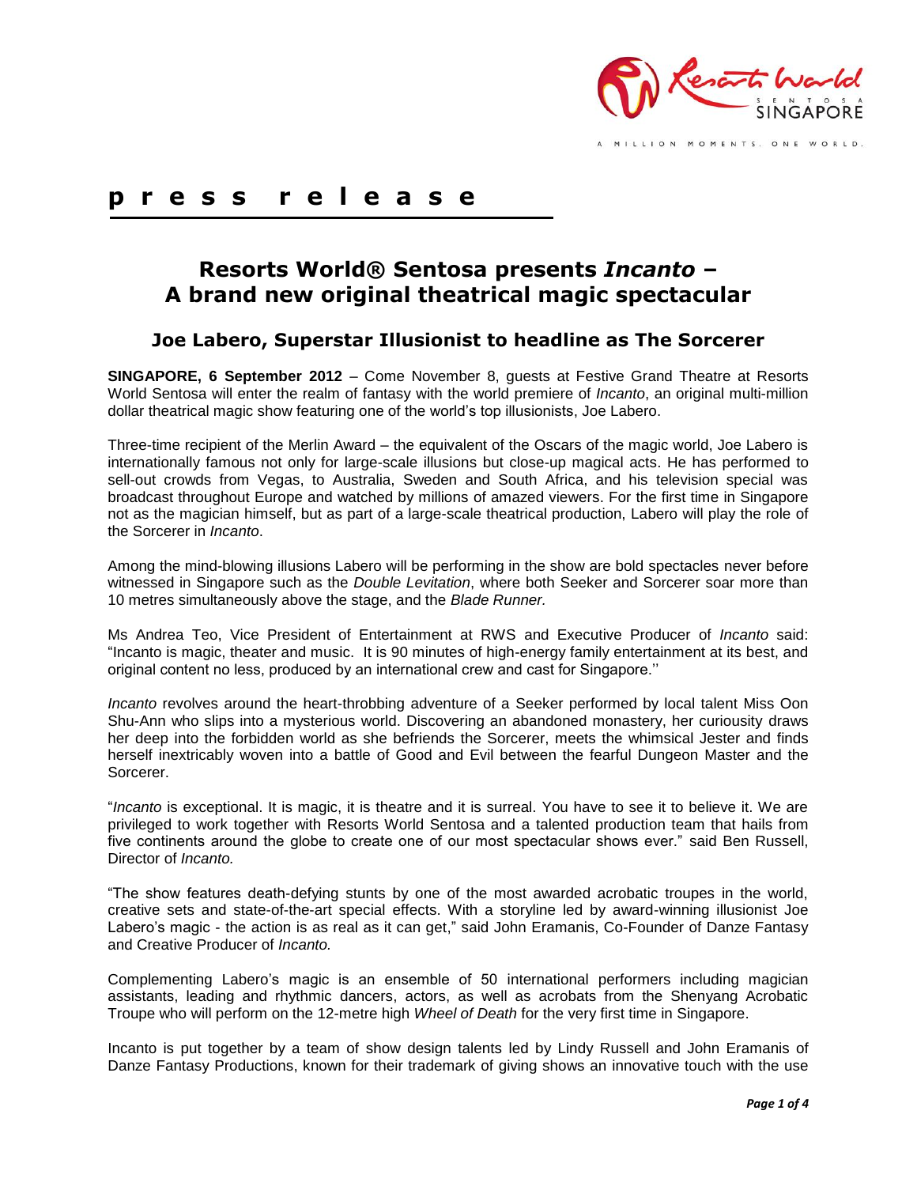**p r e s s   r e l e a s e**

# Resorts World® Sentosa presents *Incanto* – A brand new original theatrical magic spectacular

## Joe Labero, Superstar Illusionist to headline as The Sorcerer

**SINGAPORE, 6 September 2012** – Come November 8, guests at Festive Grand Theatre at Resorts World Sentosa will enter the realm of fantasy with the world premiere of *Incanto*, an original multi-million dollar theatrical magic show featuring one of the world's top illusionists, Joe Labero.

Three-time recipient of the Merlin Award – the equivalent of the Oscars of the magic world, Joe Labero is internationally famous not only for large-scale illusions but close-up magical acts. He has performed to sell-out crowds from Vegas, to Australia, Sweden and South Africa, and his television special was broadcast throughout Europe and watched by millions of amazed viewers. For the first time in Singapore not as the magician himself, but as part of a large-scale theatrical production, Labero will play the role of the Sorcerer in *Incanto*.

Among the mind-blowing illusions Labero will be performing in the show are bold spectacles never before witnessed in Singapore such as the *Double Levitation*, where both Seeker and Sorcerer soar more than 10 metres simultaneously above the stage, and the *Blade Runner.*

Ms Andrea Teo, Vice President of Entertainment at RWS and Executive Producer of *Incanto* said: "Incanto is magic, theater and music. It is 90 minutes of high-energy family entertainment at its best, and original content no less, produced by an international crew and cast for Singapore.''

*Incanto* revolves around the heart-throbbing adventure of a Seeker performed by local talent Miss Oon Shu-Ann who slips into a mysterious world. Discovering an abandoned monastery, her curiousity draws her deep into the forbidden world as she befriends the Sorcerer, meets the whimsical Jester and finds herself inextricably woven into a battle of Good and Evil between the fearful Dungeon Master and the Sorcerer.

"*Incanto* is exceptional. It is magic, it is theatre and it is surreal. You have to see it to believe it. We are privileged to work together with Resorts World Sentosa and a talented production team that hails from five continents around the globe to create one of our most spectacular shows ever." said Ben Russell, Director of *Incanto.*

"The show features death-defying stunts by one of the most awarded acrobatic troupes in the world, creative sets and state-of-the-art special effects. With a storyline led by award-winning illusionist Joe Labero's magic - the action is as real as it can get," said John Eramanis, Co-Founder of Danze Fantasy and Creative Producer of *Incanto.*

Complementing Labero's magic is an ensemble of 50 international performers including magician assistants, leading and rhythmic dancers, actors, as well as acrobats from the Shenyang Acrobatic Troupe who will perform on the 12-metre high *Wheel of Death* for the very first time in Singapore.

Incanto is put together by a team of show design talents led by Lindy Russell and John Eramanis of Danze Fantasy Productions, known for their trademark of giving shows an innovative touch with the use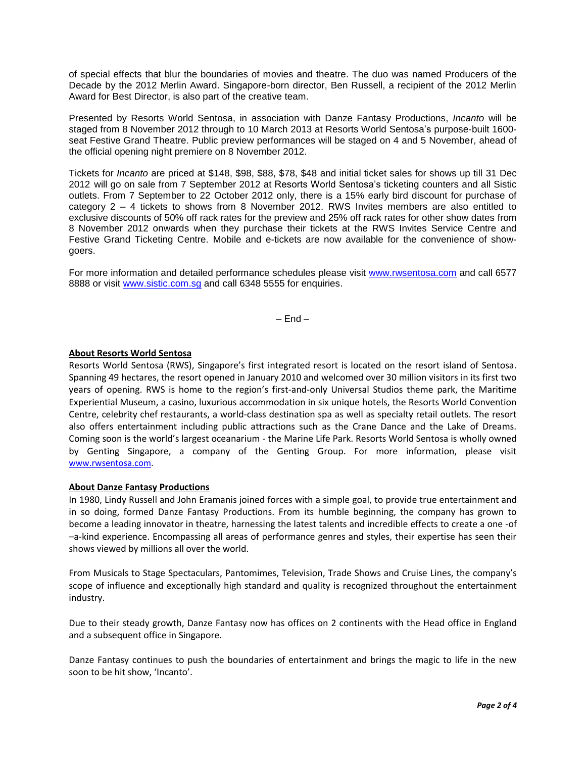of special effects that blur the boundaries of movies and theatre. The duo was named Producers of the Decade by the 2012 Merlin Award. Singapore-born director, Ben Russell, a recipient of the 2012 Merlin Award for Best Director, is also part of the creative team.

Presented by Resorts World Sentosa, in association with Danze Fantasy Productions, *Incanto* will be staged from 8 November 2012 through to 10 March 2013 at Resorts World Sentosa's purpose-built 1600-seat Festive Grand Theatre. Public preview performances will be staged on 4 and 5 November, ahead of the official opening night premiere on 8 November 2012.

Tickets for *Incanto* are priced at $148, $98, $88, $78, $48 and initial ticket sales for shows up till 31 Dec 2012 will go on sale from 7 September 2012 at Resorts World Sentosa's ticketing counters and all Sistic outlets. From 7 September to 22 October 2012 only, there is a 15% early bird discount for purchase of category 2 – 4 tickets to shows from 8 November 2012. RWS Invites members are also entitled to exclusive discounts of 50% off rack rates for the preview and 25% off rack rates for other show dates from 8 November 2012 onwards when they purchase their tickets at the RWS Invites Service Centre and Festive Grand Ticketing Centre. Mobile and e-tickets are now available for the convenience of show-goers.

For more information and detailed performance schedules please visit www.rwsentosa.com and call 6577 8888 or visit www.sistic.com.sg and call 6348 5555 for enquiries.

– End –

**About Resorts World Sentosa**

Resorts World Sentosa (RWS), Singapore's first integrated resort is located on the resort island of Sentosa. Spanning 49 hectares, the resort opened in January 2010 and welcomed over 30 million visitors in its first two years of opening. RWS is home to the region's first-and-only Universal Studios theme park, the Maritime Experiential Museum, a casino, luxurious accommodation in six unique hotels, the Resorts World Convention Centre, celebrity chef restaurants, a world-class destination spa as well as specialty retail outlets. The resort also offers entertainment including public attractions such as the Crane Dance and the Lake of Dreams. Coming soon is the world's largest oceanarium - the Marine Life Park. Resorts World Sentosa is wholly owned by Genting Singapore, a company of the Genting Group. For more information, please visit www.rwsentosa.com.

**About Danze Fantasy Productions**

In 1980, Lindy Russell and John Eramanis joined forces with a simple goal, to provide true entertainment and in so doing, formed Danze Fantasy Productions. From its humble beginning, the company has grown to become a leading innovator in theatre, harnessing the latest talents and incredible effects to create a one -of –a-kind experience. Encompassing all areas of performance genres and styles, their expertise has seen their shows viewed by millions all over the world.

From Musicals to Stage Spectaculars, Pantomimes, Television, Trade Shows and Cruise Lines, the company's scope of influence and exceptionally high standard and quality is recognized throughout the entertainment industry.

Due to their steady growth, Danze Fantasy now has offices on 2 continents with the Head office in England and a subsequent office in Singapore.

Danze Fantasy continues to push the boundaries of entertainment and brings the magic to life in the new soon to be hit show, 'Incanto'.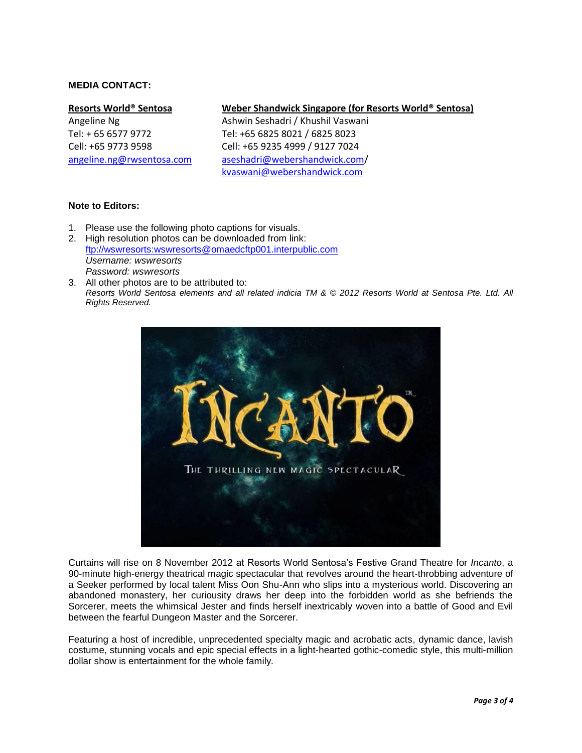**MEDIA CONTACT:**

**Resorts World® Sentosa**
Angeline Ng
Tel: + 65 6577 9772
Cell: +65 9773 9598
angeline.ng@rwsentosa.com

**Weber Shandwick Singapore (for Resorts World® Sentosa)**
Ashwin Seshadri / Khushil Vaswani
Tel: +65 6825 8021 / 6825 8023
Cell: +65 9235 4999 / 9127 7024
aseshadri@webershandwick.com/
kvaswani@webershandwick.com

**Note to Editors:**

1. Please use the following photo captions for visuals.
2. High resolution photos can be downloaded from link: ftp://wswresorts:wswresorts@omaedcftp001.interpublic.com
   *Username: wswresorts*
   *Password: wswresorts*
3. All other photos are to be attributed to:
   *Resorts World Sentosa elements and all related indicia TM & © 2012 Resorts World at Sentosa Pte. Ltd. All Rights Reserved.*

INCANTO™
THE THRILLING NEW MAGIC SPECTACULAR

Curtains will rise on 8 November 2012 at Resorts World Sentosa's Festive Grand Theatre for *Incanto*, a 90-minute high-energy theatrical magic spectacular that revolves around the heart-throbbing adventure of a Seeker performed by local talent Miss Oon Shu-Ann who slips into a mysterious world. Discovering an abandoned monastery, her curiousity draws her deep into the forbidden world as she befriends the Sorcerer, meets the whimsical Jester and finds herself inextricably woven into a battle of Good and Evil between the fearful Dungeon Master and the Sorcerer.

Featuring a host of incredible, unprecedented specialty magic and acrobatic acts, dynamic dance, lavish costume, stunning vocals and epic special effects in a light-hearted gothic-comedic style, this multi-million dollar show is entertainment for the whole family.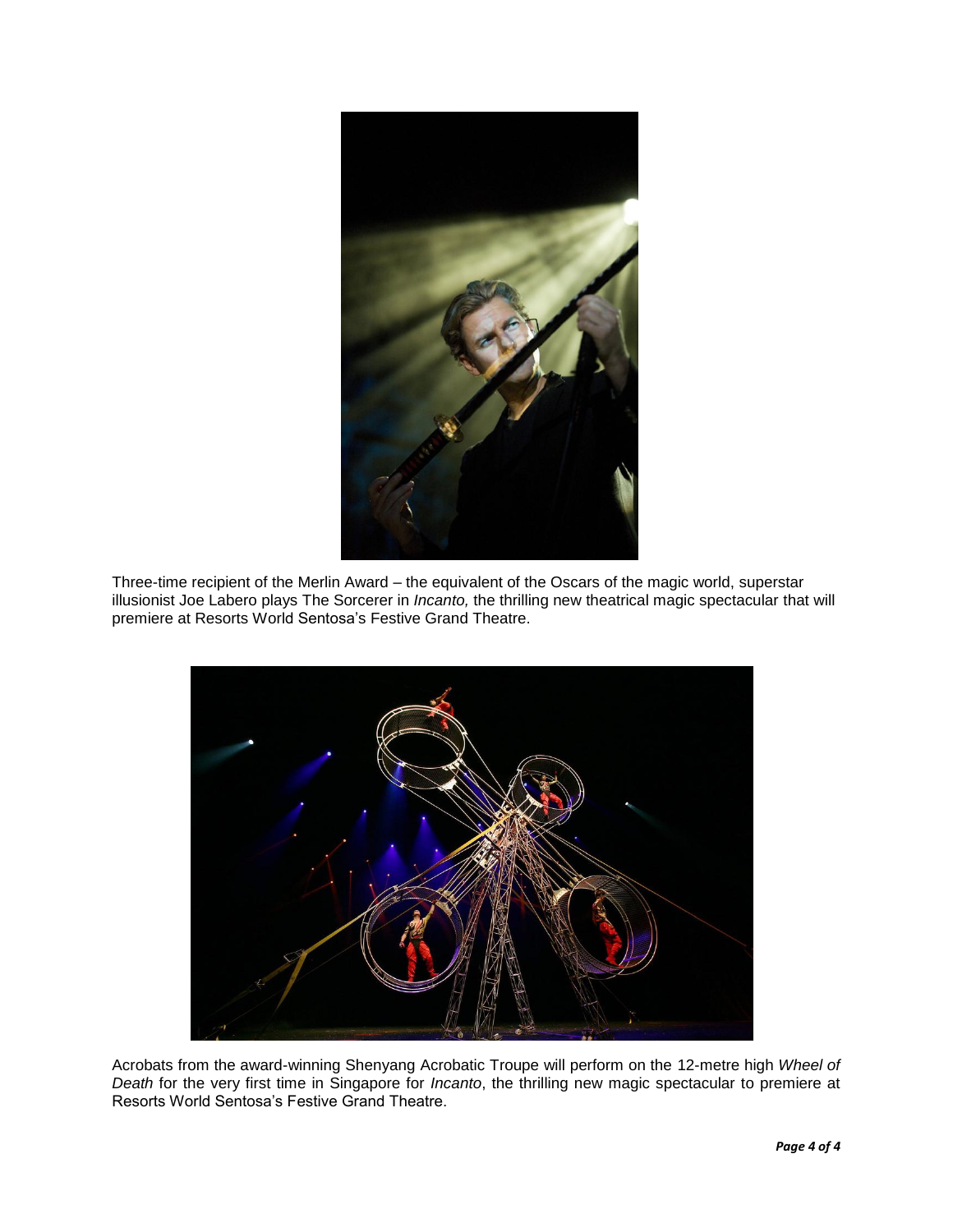Three-time recipient of the Merlin Award – the equivalent of the Oscars of the magic world, superstar illusionist Joe Labero plays The Sorcerer in *Incanto,* the thrilling new theatrical magic spectacular that will premiere at Resorts World Sentosa's Festive Grand Theatre.

Acrobats from the award-winning Shenyang Acrobatic Troupe will perform on the 12-metre high *Wheel of Death* for the very first time in Singapore for *Incanto*, the thrilling new magic spectacular to premiere at Resorts World Sentosa's Festive Grand Theatre.